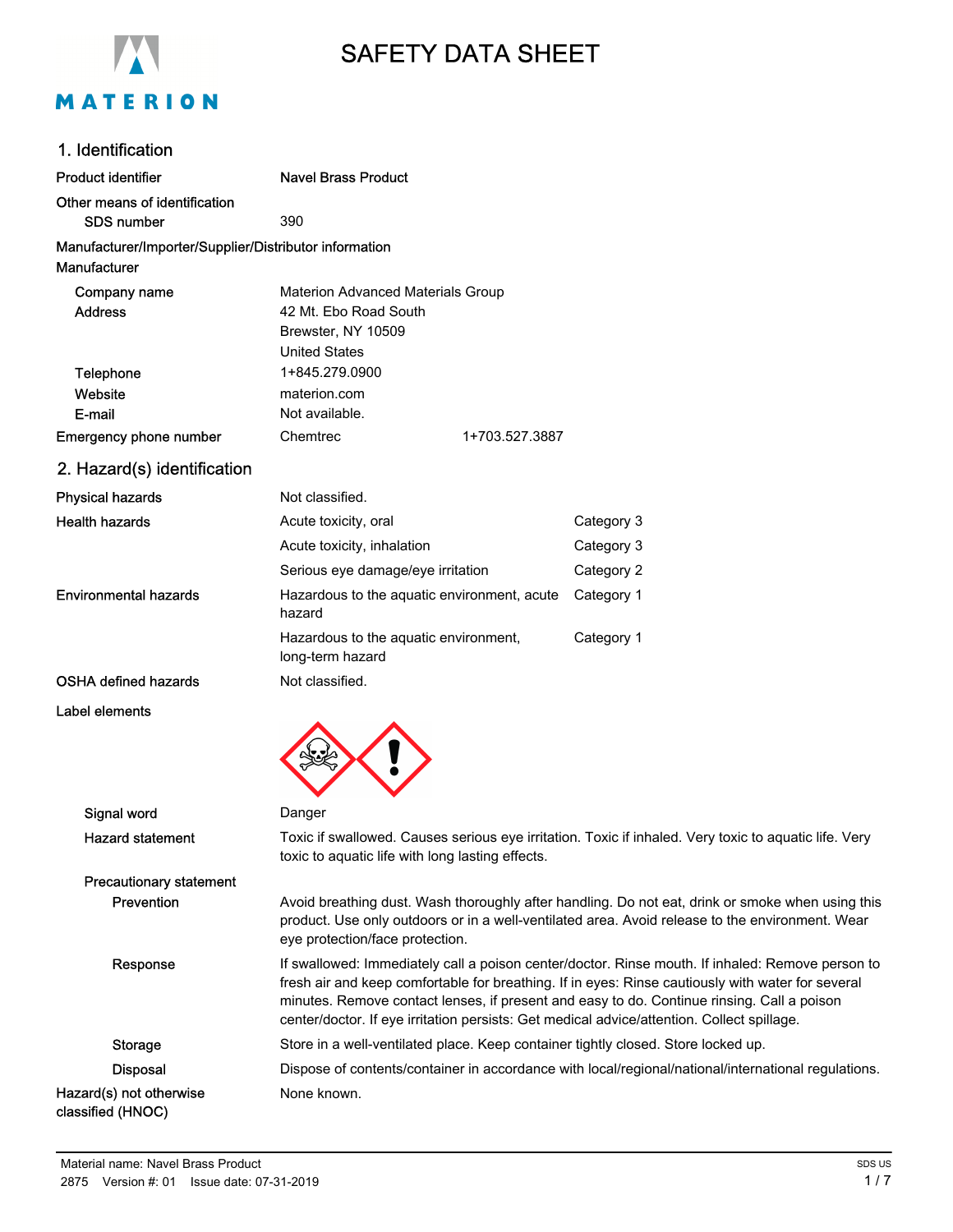# SAFETY DATA SHEET

## 1. Identification

| | | |
|---|---|---|
| **Product identifier** | Navel Brass Product | |
| **Other means of identification** | | |
| **SDS number** | 390 | |
| **Manufacturer/Importer/Supplier/Distributor information** | | |
| **Manufacturer** | | |
| **Company name** | Materion Advanced Materials Group | |
| **Address** | 42 Mt. Ebo Road South<br>Brewster, NY 10509<br>United States | |
| **Telephone** | 1+845.279.0900 | |
| **Website** | materion.com | |
| **E-mail** | Not available. | |
| **Emergency phone number** | Chemtrec | 1+703.527.3887 |

## 2. Hazard(s) identification

| | | |
|---|---|---|
| **Physical hazards** | Not classified. | |
| **Health hazards** | Acute toxicity, oral | Category 3 |
| | Acute toxicity, inhalation | Category 3 |
| | Serious eye damage/eye irritation | Category 2 |
| **Environmental hazards** | Hazardous to the aquatic environment, acute hazard | Category 1 |
| | Hazardous to the aquatic environment, long-term hazard | Category 1 |
| **OSHA defined hazards** | Not classified. | |

**Label elements**

**Signal word** Danger

**Hazard statement** Toxic if swallowed. Causes serious eye irritation. Toxic if inhaled. Very toxic to aquatic life. Very toxic to aquatic life with long lasting effects.

**Precautionary statement**

**Prevention** Avoid breathing dust. Wash thoroughly after handling. Do not eat, drink or smoke when using this product. Use only outdoors or in a well-ventilated area. Avoid release to the environment. Wear eye protection/face protection.

**Response** If swallowed: Immediately call a poison center/doctor. Rinse mouth. If inhaled: Remove person to fresh air and keep comfortable for breathing. If in eyes: Rinse cautiously with water for several minutes. Remove contact lenses, if present and easy to do. Continue rinsing. Call a poison center/doctor. If eye irritation persists: Get medical advice/attention. Collect spillage.

**Storage** Store in a well-ventilated place. Keep container tightly closed. Store locked up.

**Disposal** Dispose of contents/container in accordance with local/regional/national/international regulations.

**Hazard(s) not otherwise classified (HNOC)** None known.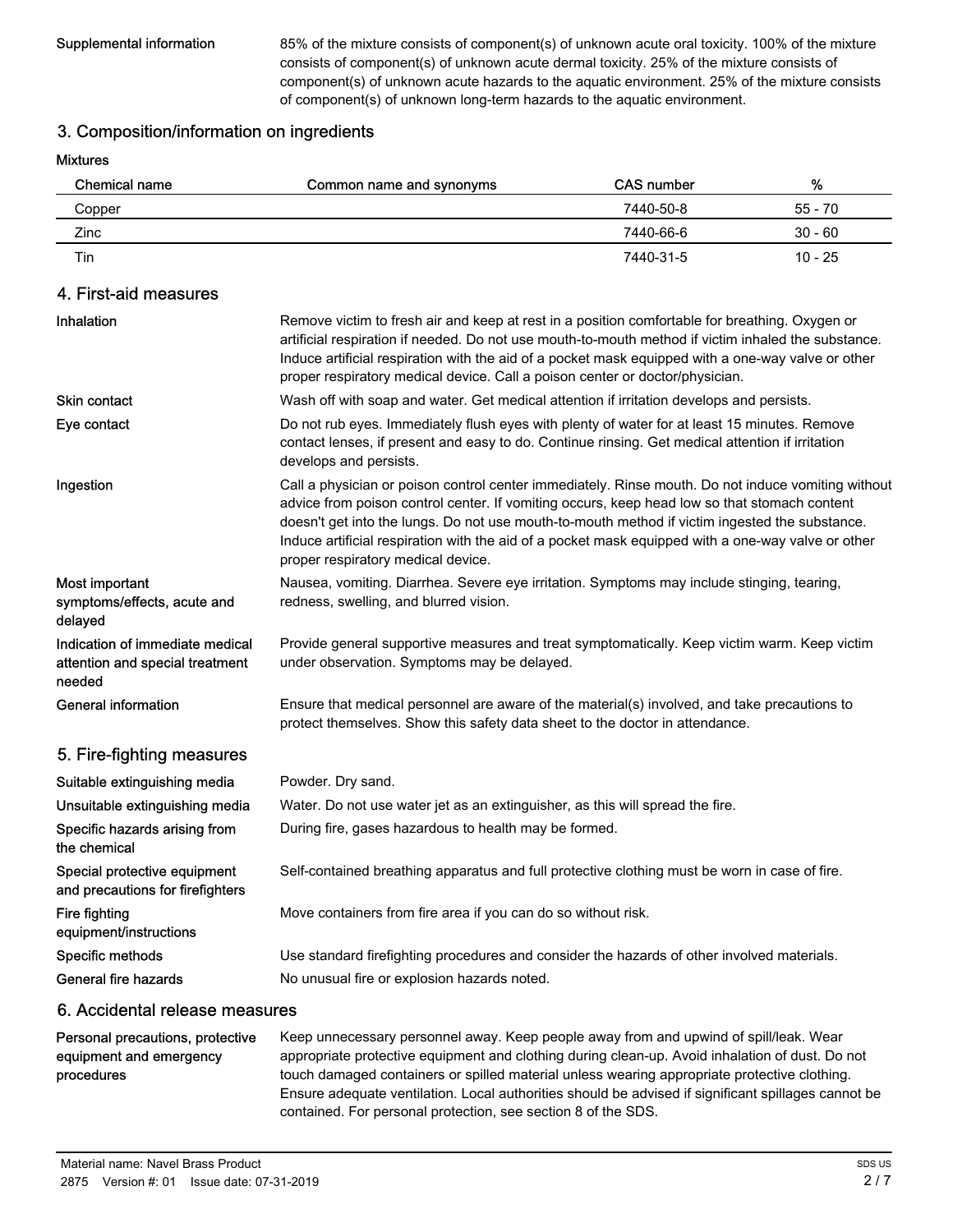**Supplemental information** 85% of the mixture consists of component(s) of unknown acute oral toxicity. 100% of the mixture consists of component(s) of unknown acute dermal toxicity. 25% of the mixture consists of component(s) of unknown acute hazards to the aquatic environment. 25% of the mixture consists of component(s) of unknown long-term hazards to the aquatic environment.

## 3. Composition/information on ingredients

**Mixtures**

| Chemical name | Common name and synonyms | CAS number | % |
|---|---|---|---|
| Copper | | 7440-50-8 | 55 - 70 |
| Zinc | | 7440-66-6 | 30 - 60 |
| Tin | | 7440-31-5 | 10 - 25 |

## 4. First-aid measures

**Inhalation** Remove victim to fresh air and keep at rest in a position comfortable for breathing. Oxygen or artificial respiration if needed. Do not use mouth-to-mouth method if victim inhaled the substance. Induce artificial respiration with the aid of a pocket mask equipped with a one-way valve or other proper respiratory medical device. Call a poison center or doctor/physician.

**Skin contact** Wash off with soap and water. Get medical attention if irritation develops and persists.

**Eye contact** Do not rub eyes. Immediately flush eyes with plenty of water for at least 15 minutes. Remove contact lenses, if present and easy to do. Continue rinsing. Get medical attention if irritation develops and persists.

**Ingestion** Call a physician or poison control center immediately. Rinse mouth. Do not induce vomiting without advice from poison control center. If vomiting occurs, keep head low so that stomach content doesn't get into the lungs. Do not use mouth-to-mouth method if victim ingested the substance. Induce artificial respiration with the aid of a pocket mask equipped with a one-way valve or other proper respiratory medical device.

**Most important symptoms/effects, acute and delayed** Nausea, vomiting. Diarrhea. Severe eye irritation. Symptoms may include stinging, tearing, redness, swelling, and blurred vision.

**Indication of immediate medical attention and special treatment needed** Provide general supportive measures and treat symptomatically. Keep victim warm. Keep victim under observation. Symptoms may be delayed.

**General information** Ensure that medical personnel are aware of the material(s) involved, and take precautions to protect themselves. Show this safety data sheet to the doctor in attendance.

## 5. Fire-fighting measures

**Suitable extinguishing media** Powder. Dry sand.

**Unsuitable extinguishing media** Water. Do not use water jet as an extinguisher, as this will spread the fire.

**Specific hazards arising from the chemical** During fire, gases hazardous to health may be formed.

**Special protective equipment and precautions for firefighters** Self-contained breathing apparatus and full protective clothing must be worn in case of fire.

**Fire fighting equipment/instructions** Move containers from fire area if you can do so without risk.

**Specific methods** Use standard firefighting procedures and consider the hazards of other involved materials.

**General fire hazards** No unusual fire or explosion hazards noted.

## 6. Accidental release measures

**Personal precautions, protective equipment and emergency procedures** Keep unnecessary personnel away. Keep people away from and upwind of spill/leak. Wear appropriate protective equipment and clothing during clean-up. Avoid inhalation of dust. Do not touch damaged containers or spilled material unless wearing appropriate protective clothing. Ensure adequate ventilation. Local authorities should be advised if significant spillages cannot be contained. For personal protection, see section 8 of the SDS.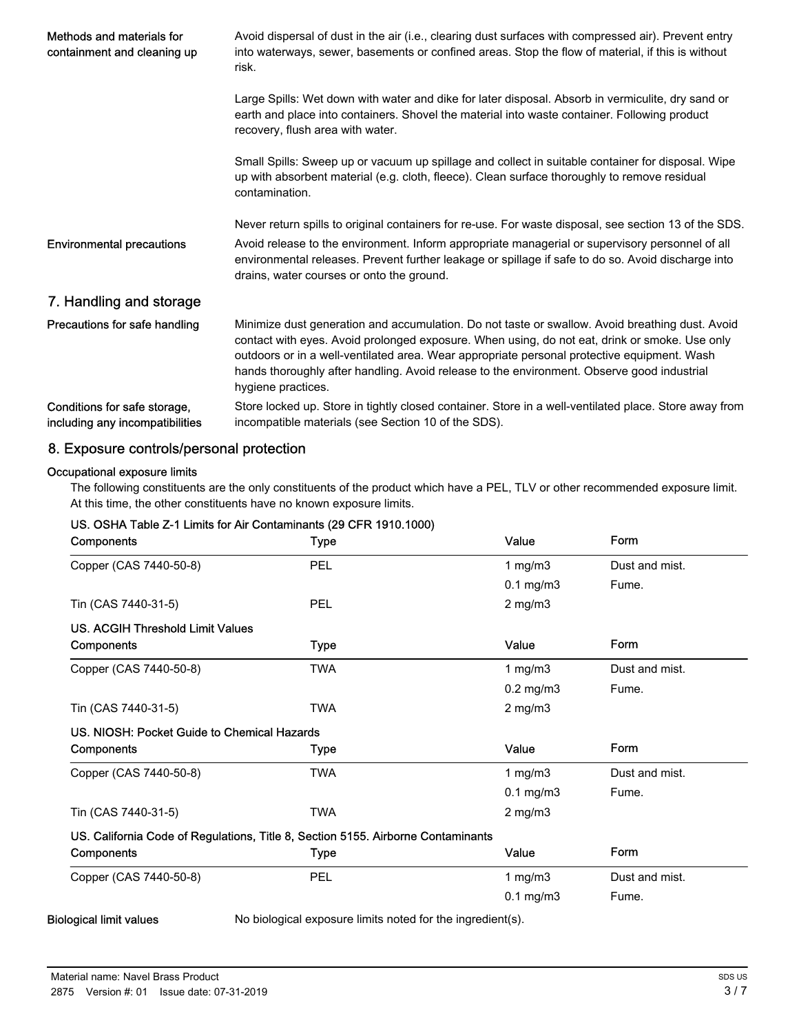**Methods and materials for containment and cleaning up**

Avoid dispersal of dust in the air (i.e., clearing dust surfaces with compressed air). Prevent entry into waterways, sewer, basements or confined areas. Stop the flow of material, if this is without risk.

Large Spills: Wet down with water and dike for later disposal. Absorb in vermiculite, dry sand or earth and place into containers. Shovel the material into waste container. Following product recovery, flush area with water.

Small Spills: Sweep up or vacuum up spillage and collect in suitable container for disposal. Wipe up with absorbent material (e.g. cloth, fleece). Clean surface thoroughly to remove residual contamination.

Never return spills to original containers for re-use. For waste disposal, see section 13 of the SDS.

**Environmental precautions**

Avoid release to the environment. Inform appropriate managerial or supervisory personnel of all environmental releases. Prevent further leakage or spillage if safe to do so. Avoid discharge into drains, water courses or onto the ground.

## 7. Handling and storage

**Precautions for safe handling**

Minimize dust generation and accumulation. Do not taste or swallow. Avoid breathing dust. Avoid contact with eyes. Avoid prolonged exposure. When using, do not eat, drink or smoke. Use only outdoors or in a well-ventilated area. Wear appropriate personal protective equipment. Wash hands thoroughly after handling. Avoid release to the environment. Observe good industrial hygiene practices.

**Conditions for safe storage, including any incompatibilities**

Store locked up. Store in tightly closed container. Store in a well-ventilated place. Store away from incompatible materials (see Section 10 of the SDS).

## 8. Exposure controls/personal protection

### Occupational exposure limits

The following constituents are the only constituents of the product which have a PEL, TLV or other recommended exposure limit. At this time, the other constituents have no known exposure limits.

**US. OSHA Table Z-1 Limits for Air Contaminants (29 CFR 1910.1000)**

| Components | Type | Value | Form |
|---|---|---|---|
| Copper (CAS 7440-50-8) | PEL | 1 mg/m3 | Dust and mist. |
| | | 0.1 mg/m3 | Fume. |
| Tin (CAS 7440-31-5) | PEL | 2 mg/m3 | |

**US. ACGIH Threshold Limit Values**

| Components | Type | Value | Form |
|---|---|---|---|
| Copper (CAS 7440-50-8) | TWA | 1 mg/m3 | Dust and mist. |
| | | 0.2 mg/m3 | Fume. |
| Tin (CAS 7440-31-5) | TWA | 2 mg/m3 | |

**US. NIOSH: Pocket Guide to Chemical Hazards**

| Components | Type | Value | Form |
|---|---|---|---|
| Copper (CAS 7440-50-8) | TWA | 1 mg/m3 | Dust and mist. |
| | | 0.1 mg/m3 | Fume. |
| Tin (CAS 7440-31-5) | TWA | 2 mg/m3 | |

**US. California Code of Regulations, Title 8, Section 5155. Airborne Contaminants**

| Components | Type | Value | Form |
|---|---|---|---|
| Copper (CAS 7440-50-8) | PEL | 1 mg/m3 | Dust and mist. |
| | | 0.1 mg/m3 | Fume. |

**Biological limit values**

No biological exposure limits noted for the ingredient(s).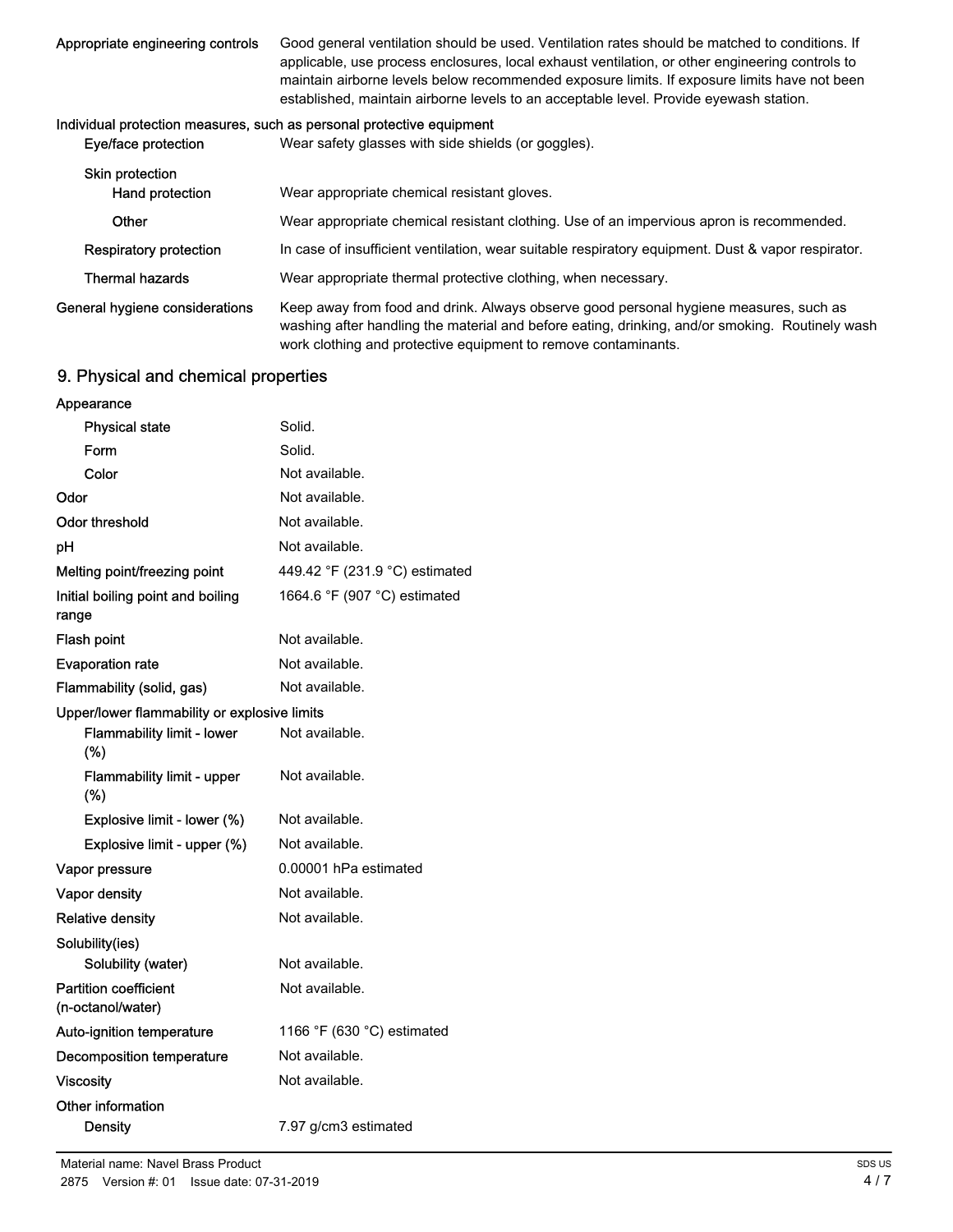| | |
|---|---|
| Appropriate engineering controls | Good general ventilation should be used. Ventilation rates should be matched to conditions. If applicable, use process enclosures, local exhaust ventilation, or other engineering controls to maintain airborne levels below recommended exposure limits. If exposure limits have not been established, maintain airborne levels to an acceptable level. Provide eyewash station. |

**Individual protection measures, such as personal protective equipment**

| | |
|---|---|
| Eye/face protection | Wear safety glasses with side shields (or goggles). |
| Skin protection | |
| Hand protection | Wear appropriate chemical resistant gloves. |
| Other | Wear appropriate chemical resistant clothing. Use of an impervious apron is recommended. |
| Respiratory protection | In case of insufficient ventilation, wear suitable respiratory equipment. Dust & vapor respirator. |
| Thermal hazards | Wear appropriate thermal protective clothing, when necessary. |
| General hygiene considerations | Keep away from food and drink. Always observe good personal hygiene measures, such as washing after handling the material and before eating, drinking, and/or smoking. Routinely wash work clothing and protective equipment to remove contaminants. |

## 9. Physical and chemical properties

| | |
|---|---|
| **Appearance** | |
| Physical state | Solid. |
| Form | Solid. |
| Color | Not available. |
| Odor | Not available. |
| Odor threshold | Not available. |
| pH | Not available. |
| Melting point/freezing point | 449.42 °F (231.9 °C) estimated |
| Initial boiling point and boiling range | 1664.6 °F (907 °C) estimated |
| Flash point | Not available. |
| Evaporation rate | Not available. |
| Flammability (solid, gas) | Not available. |
| **Upper/lower flammability or explosive limits** | |
| Flammability limit - lower (%) | Not available. |
| Flammability limit - upper (%) | Not available. |
| Explosive limit - lower (%) | Not available. |
| Explosive limit - upper (%) | Not available. |
| Vapor pressure | 0.00001 hPa estimated |
| Vapor density | Not available. |
| Relative density | Not available. |
| **Solubility(ies)** | |
| Solubility (water) | Not available. |
| Partition coefficient (n-octanol/water) | Not available. |
| Auto-ignition temperature | 1166 °F (630 °C) estimated |
| Decomposition temperature | Not available. |
| Viscosity | Not available. |
| **Other information** | |
| Density | 7.97 g/cm3 estimated |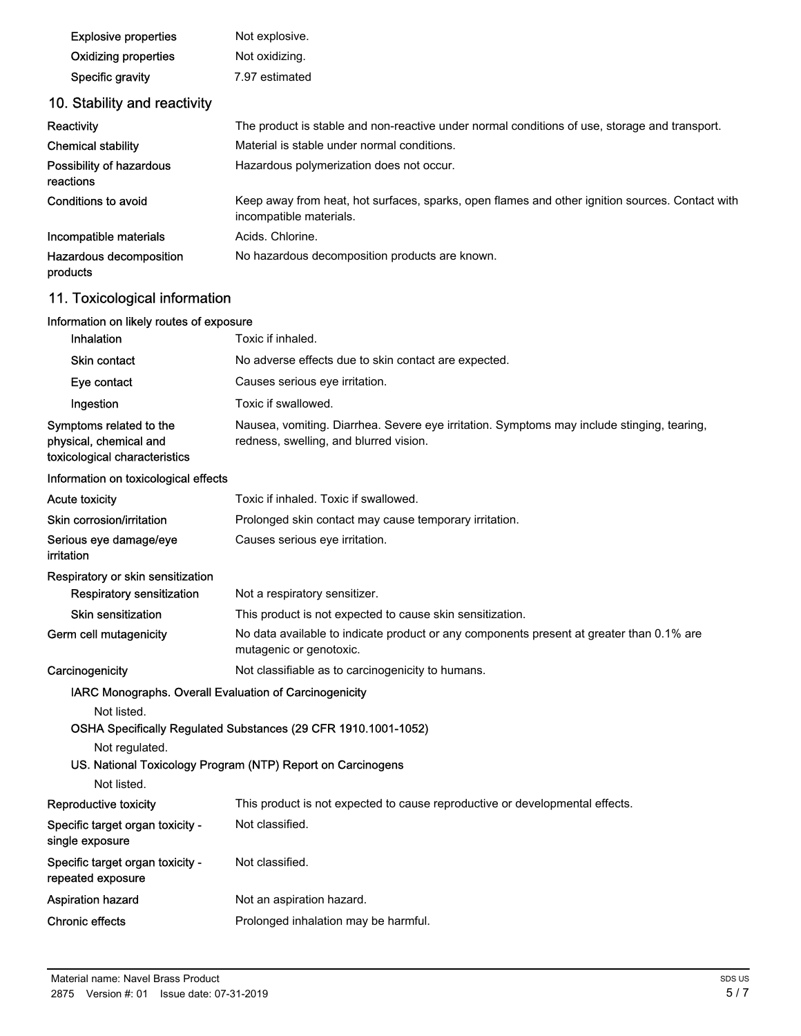| | |
|---|---|
| Explosive properties | Not explosive. |
| Oxidizing properties | Not oxidizing. |
| Specific gravity | 7.97 estimated |

## 10. Stability and reactivity

| | |
|---|---|
| Reactivity | The product is stable and non-reactive under normal conditions of use, storage and transport. |
| Chemical stability | Material is stable under normal conditions. |
| Possibility of hazardous reactions | Hazardous polymerization does not occur. |
| Conditions to avoid | Keep away from heat, hot surfaces, sparks, open flames and other ignition sources. Contact with incompatible materials. |
| Incompatible materials | Acids. Chlorine. |
| Hazardous decomposition products | No hazardous decomposition products are known. |

## 11. Toxicological information

**Information on likely routes of exposure**

| | |
|---|---|
| Inhalation | Toxic if inhaled. |
| Skin contact | No adverse effects due to skin contact are expected. |
| Eye contact | Causes serious eye irritation. |
| Ingestion | Toxic if swallowed. |
| Symptoms related to the physical, chemical and toxicological characteristics | Nausea, vomiting. Diarrhea. Severe eye irritation. Symptoms may include stinging, tearing, redness, swelling, and blurred vision. |

**Information on toxicological effects**

| | |
|---|---|
| Acute toxicity | Toxic if inhaled. Toxic if swallowed. |
| Skin corrosion/irritation | Prolonged skin contact may cause temporary irritation. |
| Serious eye damage/eye irritation | Causes serious eye irritation. |

**Respiratory or skin sensitization**

| | |
|---|---|
| Respiratory sensitization | Not a respiratory sensitizer. |
| Skin sensitization | This product is not expected to cause skin sensitization. |
| Germ cell mutagenicity | No data available to indicate product or any components present at greater than 0.1% are mutagenic or genotoxic. |
| Carcinogenicity | Not classifiable as to carcinogenicity to humans. |

**IARC Monographs. Overall Evaluation of Carcinogenicity**

Not listed.

**OSHA Specifically Regulated Substances (29 CFR 1910.1001-1052)**

Not regulated.

**US. National Toxicology Program (NTP) Report on Carcinogens**

Not listed.

| | |
|---|---|
| Reproductive toxicity | This product is not expected to cause reproductive or developmental effects. |
| Specific target organ toxicity - single exposure | Not classified. |
| Specific target organ toxicity - repeated exposure | Not classified. |
| Aspiration hazard | Not an aspiration hazard. |
| Chronic effects | Prolonged inhalation may be harmful. |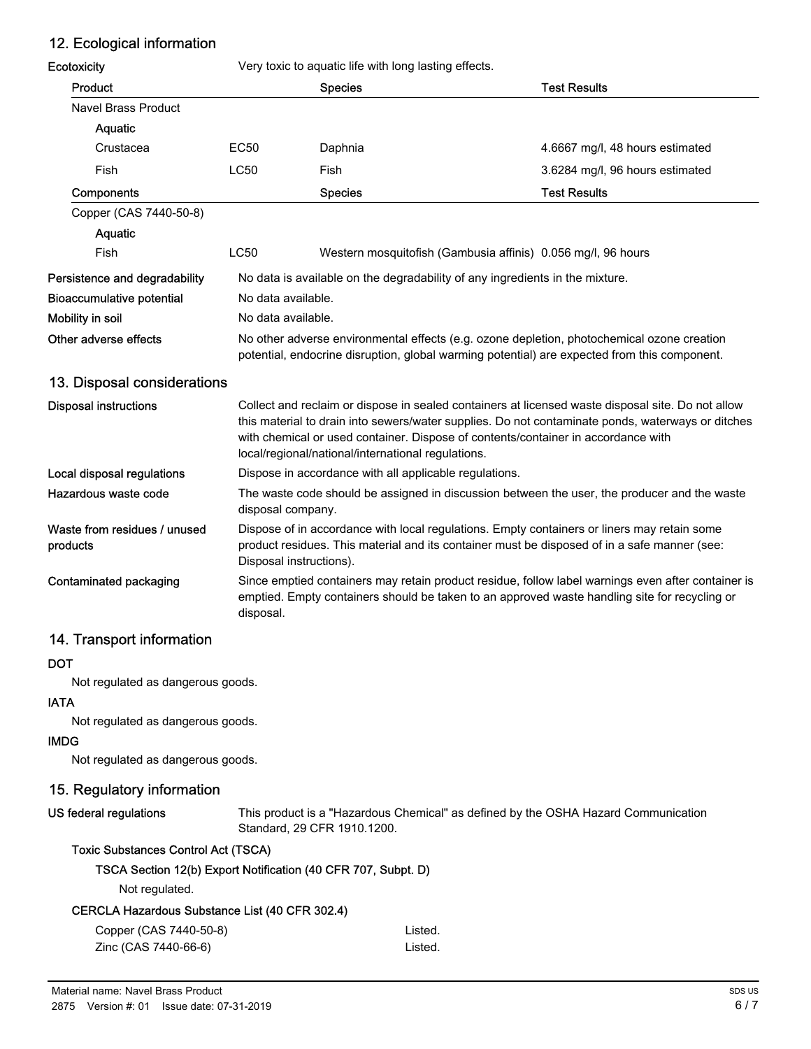## 12. Ecological information

**Ecotoxicity** Very toxic to aquatic life with long lasting effects.

| Product | | Species | Test Results |
|---|---|---|---|
| Navel Brass Product | | | |
| **Aquatic** | | | |
| Crustacea | EC50 | Daphnia | 4.6667 mg/l, 48 hours estimated |
| Fish | LC50 | Fish | 3.6284 mg/l, 96 hours estimated |
| **Components** | | **Species** | **Test Results** |
| Copper (CAS 7440-50-8) | | | |
| **Aquatic** | | | |
| Fish | LC50 | Western mosquitofish (Gambusia affinis) | 0.056 mg/l, 96 hours |

**Persistence and degradability** No data is available on the degradability of any ingredients in the mixture.

**Bioaccumulative potential** No data available.

**Mobility in soil** No data available.

**Other adverse effects** No other adverse environmental effects (e.g. ozone depletion, photochemical ozone creation potential, endocrine disruption, global warming potential) are expected from this component.

## 13. Disposal considerations

**Disposal instructions** Collect and reclaim or dispose in sealed containers at licensed waste disposal site. Do not allow this material to drain into sewers/water supplies. Do not contaminate ponds, waterways or ditches with chemical or used container. Dispose of contents/container in accordance with local/regional/national/international regulations.

**Local disposal regulations** Dispose in accordance with all applicable regulations.

**Hazardous waste code** The waste code should be assigned in discussion between the user, the producer and the waste disposal company.

**Waste from residues / unused products** Dispose of in accordance with local regulations. Empty containers or liners may retain some product residues. This material and its container must be disposed of in a safe manner (see: Disposal instructions).

**Contaminated packaging** Since emptied containers may retain product residue, follow label warnings even after container is emptied. Empty containers should be taken to an approved waste handling site for recycling or disposal.

## 14. Transport information

**DOT**

Not regulated as dangerous goods.

**IATA**

Not regulated as dangerous goods.

**IMDG**

Not regulated as dangerous goods.

## 15. Regulatory information

**US federal regulations** This product is a "Hazardous Chemical" as defined by the OSHA Hazard Communication Standard, 29 CFR 1910.1200.

**Toxic Substances Control Act (TSCA)**

**TSCA Section 12(b) Export Notification (40 CFR 707, Subpt. D)**

Not regulated.

**CERCLA Hazardous Substance List (40 CFR 302.4)**

| | |
|---|---|
| Copper (CAS 7440-50-8) | Listed. |
| Zinc (CAS 7440-66-6) | Listed. |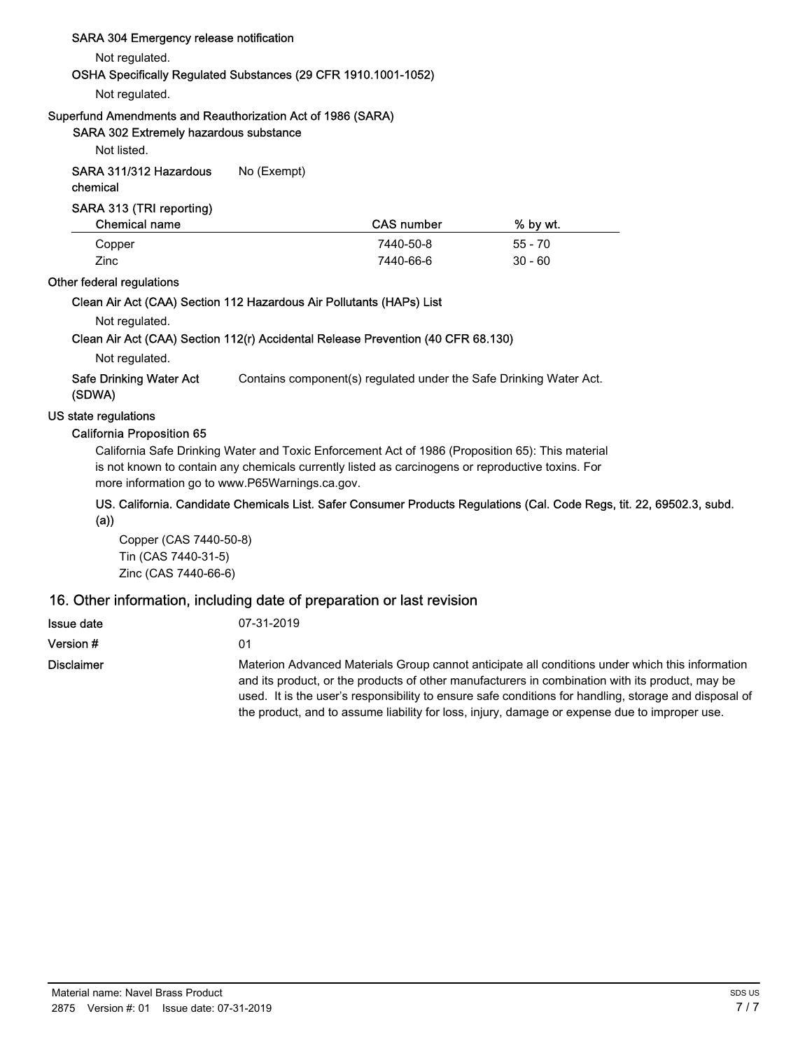### SARA 304 Emergency release notification

Not regulated.

### OSHA Specifically Regulated Substances (29 CFR 1910.1001-1052)

Not regulated.

### Superfund Amendments and Reauthorization Act of 1986 (SARA)

**SARA 302 Extremely hazardous substance**

Not listed.

**SARA 311/312 Hazardous chemical** No (Exempt)

**SARA 313 (TRI reporting)**

| Chemical name | CAS number | % by wt. |
| --- | --- | --- |
| Copper | 7440-50-8 | 55 - 70 |
| Zinc | 7440-66-6 | 30 - 60 |

### Other federal regulations

**Clean Air Act (CAA) Section 112 Hazardous Air Pollutants (HAPs) List**

Not regulated.

**Clean Air Act (CAA) Section 112(r) Accidental Release Prevention (40 CFR 68.130)**

Not regulated.

**Safe Drinking Water Act (SDWA)** Contains component(s) regulated under the Safe Drinking Water Act.

### US state regulations

**California Proposition 65**

California Safe Drinking Water and Toxic Enforcement Act of 1986 (Proposition 65): This material is not known to contain any chemicals currently listed as carcinogens or reproductive toxins. For more information go to www.P65Warnings.ca.gov.

**US. California. Candidate Chemicals List. Safer Consumer Products Regulations (Cal. Code Regs, tit. 22, 69502.3, subd. (a))**

Copper (CAS 7440-50-8)
Tin (CAS 7440-31-5)
Zinc (CAS 7440-66-6)

## 16. Other information, including date of preparation or last revision

**Issue date** 07-31-2019

**Version #** 01

**Disclaimer** Materion Advanced Materials Group cannot anticipate all conditions under which this information and its product, or the products of other manufacturers in combination with its product, may be used. It is the user's responsibility to ensure safe conditions for handling, storage and disposal of the product, and to assume liability for loss, injury, damage or expense due to improper use.